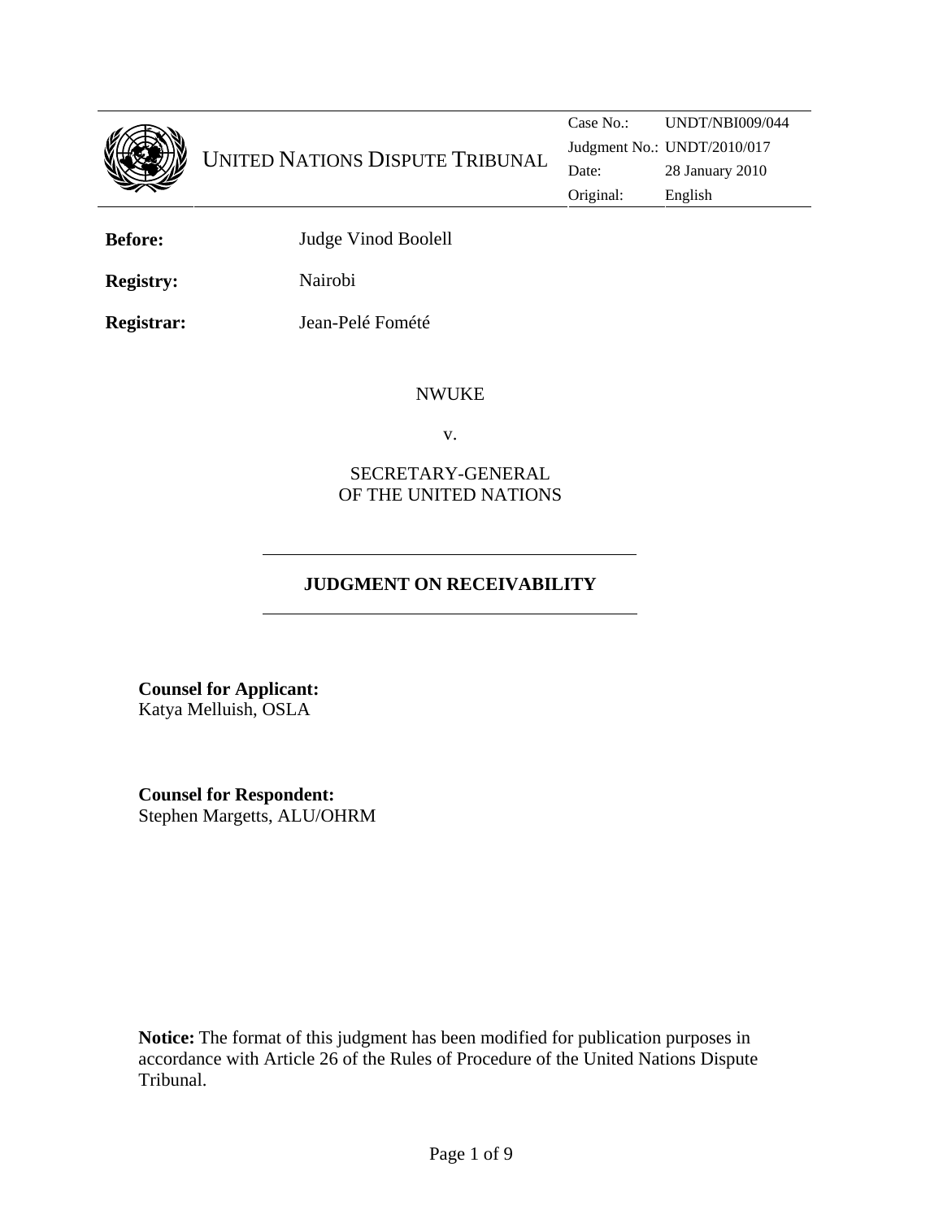UNITED NATIONS DISPUTE TRIBUNAL

| | |
|---|---|
| Case No.: | UNDT/NBI009/044 |
| Judgment No.: | UNDT/2010/017 |
| Date: | 28 January 2010 |
| Original: | English |

**Before:** Judge Vinod Boolell

**Registry:** Nairobi

**Registrar:** Jean-Pelé Fomété

NWUKE

v.

SECRETARY-GENERAL
OF THE UNITED NATIONS

---

**JUDGMENT ON RECEIVABILITY**

---

**Counsel for Applicant:**
Katya Melluish, OSLA

**Counsel for Respondent:**
Stephen Margetts, ALU/OHRM

**Notice:** The format of this judgment has been modified for publication purposes in accordance with Article 26 of the Rules of Procedure of the United Nations Dispute Tribunal.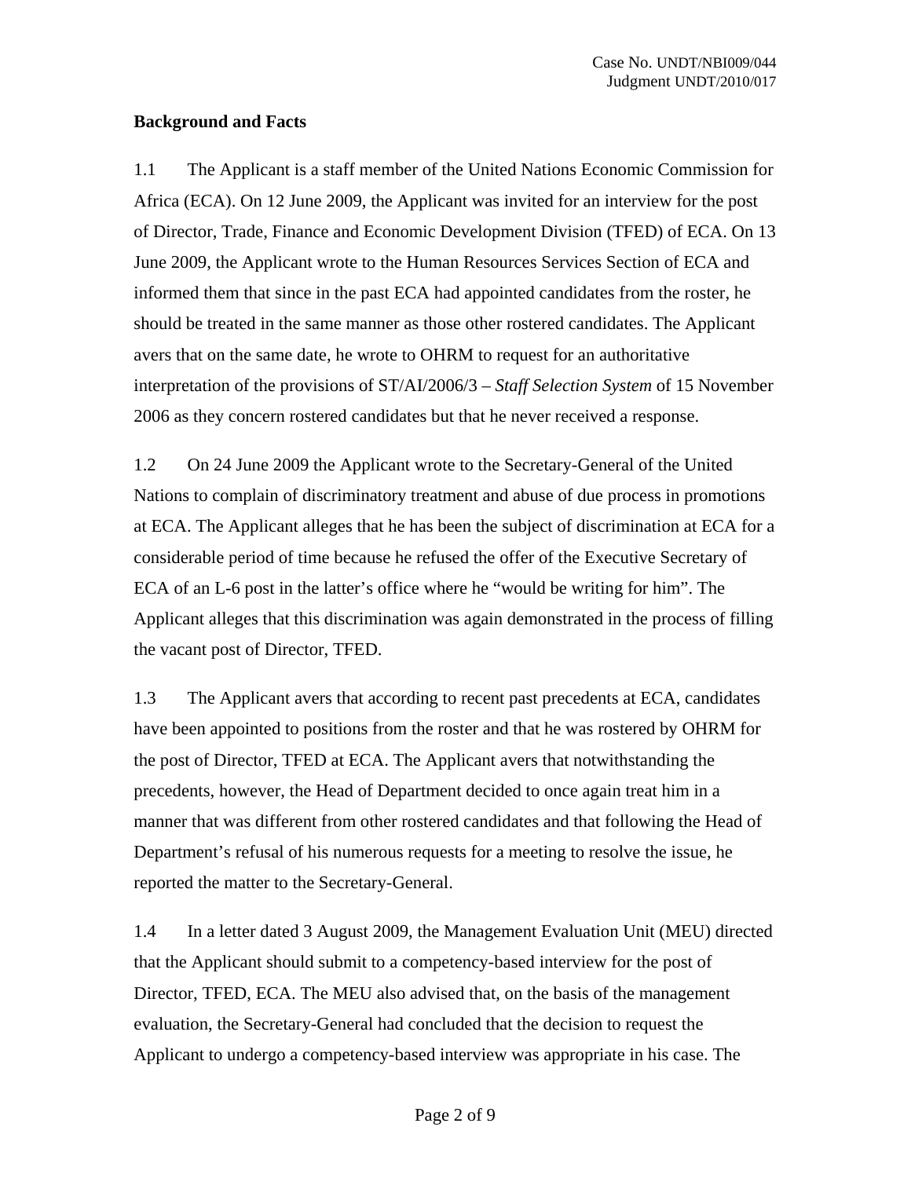**Background and Facts**

1.1 The Applicant is a staff member of the United Nations Economic Commission for Africa (ECA). On 12 June 2009, the Applicant was invited for an interview for the post of Director, Trade, Finance and Economic Development Division (TFED) of ECA. On 13 June 2009, the Applicant wrote to the Human Resources Services Section of ECA and informed them that since in the past ECA had appointed candidates from the roster, he should be treated in the same manner as those other rostered candidates. The Applicant avers that on the same date, he wrote to OHRM to request for an authoritative interpretation of the provisions of ST/AI/2006/3 – *Staff Selection System* of 15 November 2006 as they concern rostered candidates but that he never received a response.

1.2 On 24 June 2009 the Applicant wrote to the Secretary-General of the United Nations to complain of discriminatory treatment and abuse of due process in promotions at ECA. The Applicant alleges that he has been the subject of discrimination at ECA for a considerable period of time because he refused the offer of the Executive Secretary of ECA of an L-6 post in the latter's office where he "would be writing for him". The Applicant alleges that this discrimination was again demonstrated in the process of filling the vacant post of Director, TFED.

1.3 The Applicant avers that according to recent past precedents at ECA, candidates have been appointed to positions from the roster and that he was rostered by OHRM for the post of Director, TFED at ECA. The Applicant avers that notwithstanding the precedents, however, the Head of Department decided to once again treat him in a manner that was different from other rostered candidates and that following the Head of Department's refusal of his numerous requests for a meeting to resolve the issue, he reported the matter to the Secretary-General.

1.4 In a letter dated 3 August 2009, the Management Evaluation Unit (MEU) directed that the Applicant should submit to a competency-based interview for the post of Director, TFED, ECA. The MEU also advised that, on the basis of the management evaluation, the Secretary-General had concluded that the decision to request the Applicant to undergo a competency-based interview was appropriate in his case. The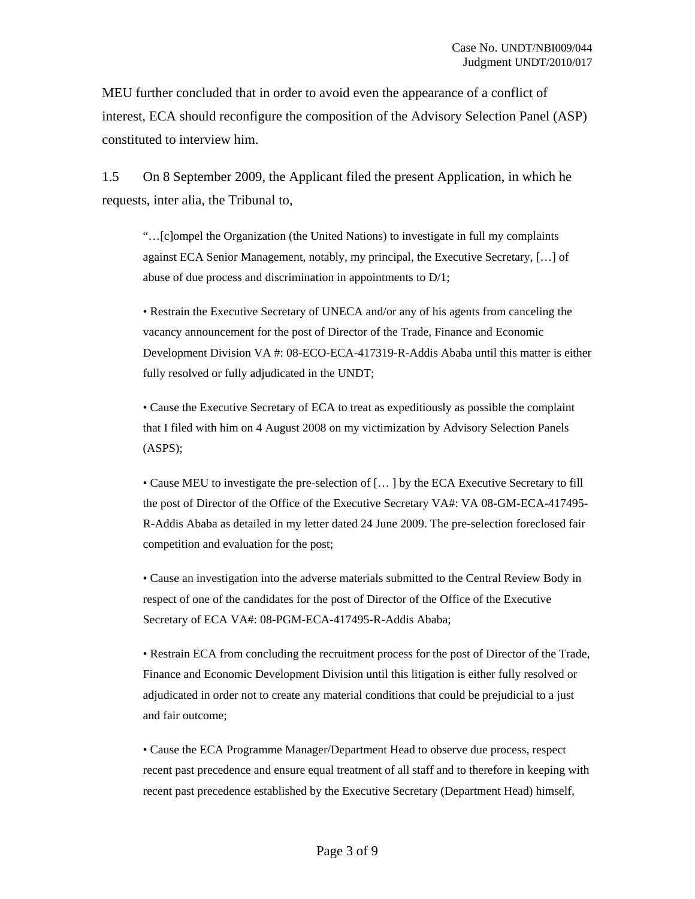MEU further concluded that in order to avoid even the appearance of a conflict of interest, ECA should reconfigure the composition of the Advisory Selection Panel (ASP) constituted to interview him.

1.5 On 8 September 2009, the Applicant filed the present Application, in which he requests, inter alia, the Tribunal to,

> "…[c]ompel the Organization (the United Nations) to investigate in full my complaints against ECA Senior Management, notably, my principal, the Executive Secretary, […] of abuse of due process and discrimination in appointments to D/1;
>
> • Restrain the Executive Secretary of UNECA and/or any of his agents from canceling the vacancy announcement for the post of Director of the Trade, Finance and Economic Development Division VA #: 08-ECO-ECA-417319-R-Addis Ababa until this matter is either fully resolved or fully adjudicated in the UNDT;
>
> • Cause the Executive Secretary of ECA to treat as expeditiously as possible the complaint that I filed with him on 4 August 2008 on my victimization by Advisory Selection Panels (ASPS);
>
> • Cause MEU to investigate the pre-selection of [… ] by the ECA Executive Secretary to fill the post of Director of the Office of the Executive Secretary VA#: VA 08-GM-ECA-417495-R-Addis Ababa as detailed in my letter dated 24 June 2009. The pre-selection foreclosed fair competition and evaluation for the post;
>
> • Cause an investigation into the adverse materials submitted to the Central Review Body in respect of one of the candidates for the post of Director of the Office of the Executive Secretary of ECA VA#: 08-PGM-ECA-417495-R-Addis Ababa;
>
> • Restrain ECA from concluding the recruitment process for the post of Director of the Trade, Finance and Economic Development Division until this litigation is either fully resolved or adjudicated in order not to create any material conditions that could be prejudicial to a just and fair outcome;
>
> • Cause the ECA Programme Manager/Department Head to observe due process, respect recent past precedence and ensure equal treatment of all staff and to therefore in keeping with recent past precedence established by the Executive Secretary (Department Head) himself,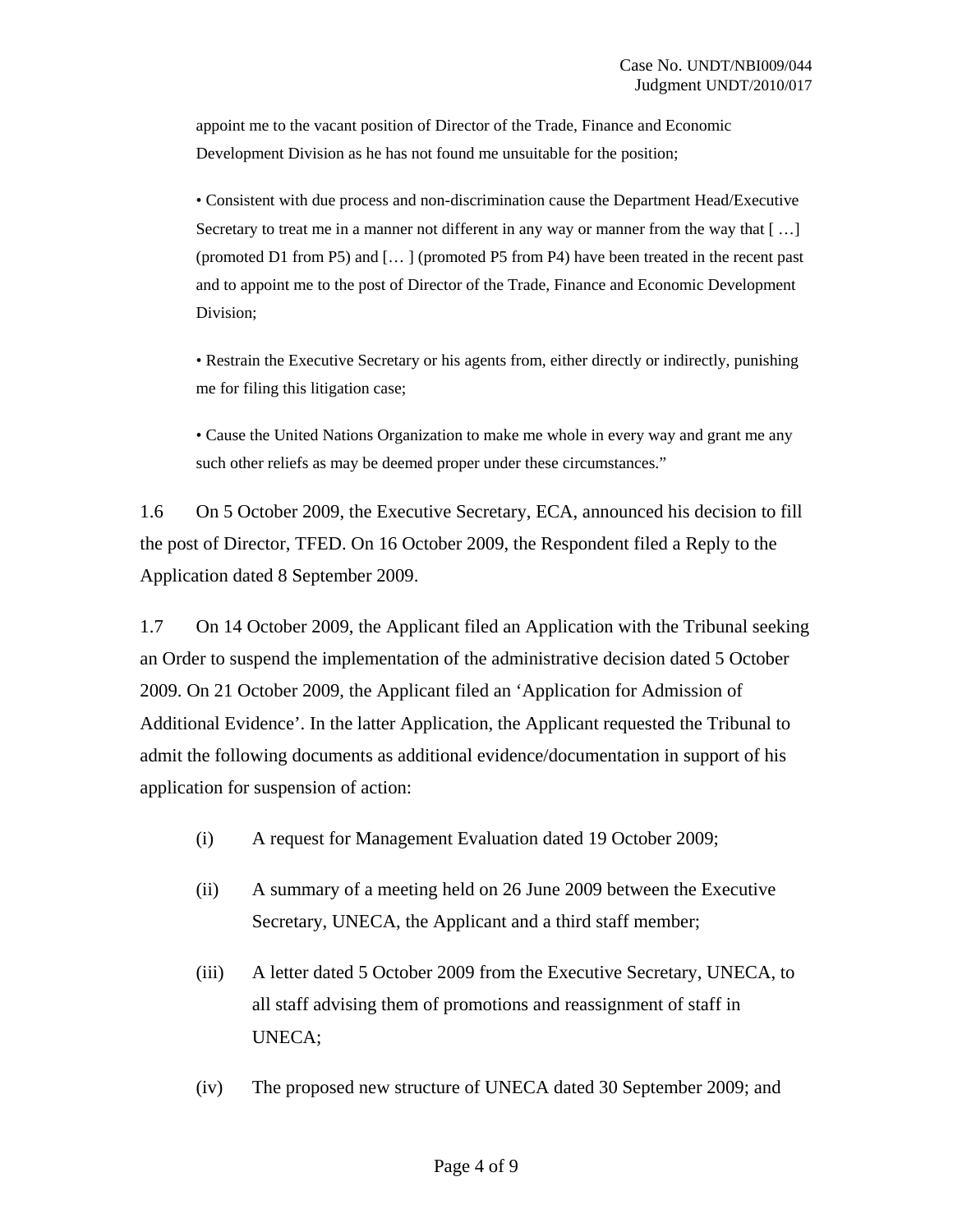appoint me to the vacant position of Director of the Trade, Finance and Economic Development Division as he has not found me unsuitable for the position;

• Consistent with due process and non-discrimination cause the Department Head/Executive Secretary to treat me in a manner not different in any way or manner from the way that [ …] (promoted D1 from P5) and [… ] (promoted P5 from P4) have been treated in the recent past and to appoint me to the post of Director of the Trade, Finance and Economic Development Division;

• Restrain the Executive Secretary or his agents from, either directly or indirectly, punishing me for filing this litigation case;

• Cause the United Nations Organization to make me whole in every way and grant me any such other reliefs as may be deemed proper under these circumstances."

1.6 On 5 October 2009, the Executive Secretary, ECA, announced his decision to fill the post of Director, TFED. On 16 October 2009, the Respondent filed a Reply to the Application dated 8 September 2009.

1.7 On 14 October 2009, the Applicant filed an Application with the Tribunal seeking an Order to suspend the implementation of the administrative decision dated 5 October 2009. On 21 October 2009, the Applicant filed an 'Application for Admission of Additional Evidence'. In the latter Application, the Applicant requested the Tribunal to admit the following documents as additional evidence/documentation in support of his application for suspension of action:

(i) A request for Management Evaluation dated 19 October 2009;

(ii) A summary of a meeting held on 26 June 2009 between the Executive Secretary, UNECA, the Applicant and a third staff member;

(iii) A letter dated 5 October 2009 from the Executive Secretary, UNECA, to all staff advising them of promotions and reassignment of staff in UNECA;

(iv) The proposed new structure of UNECA dated 30 September 2009; and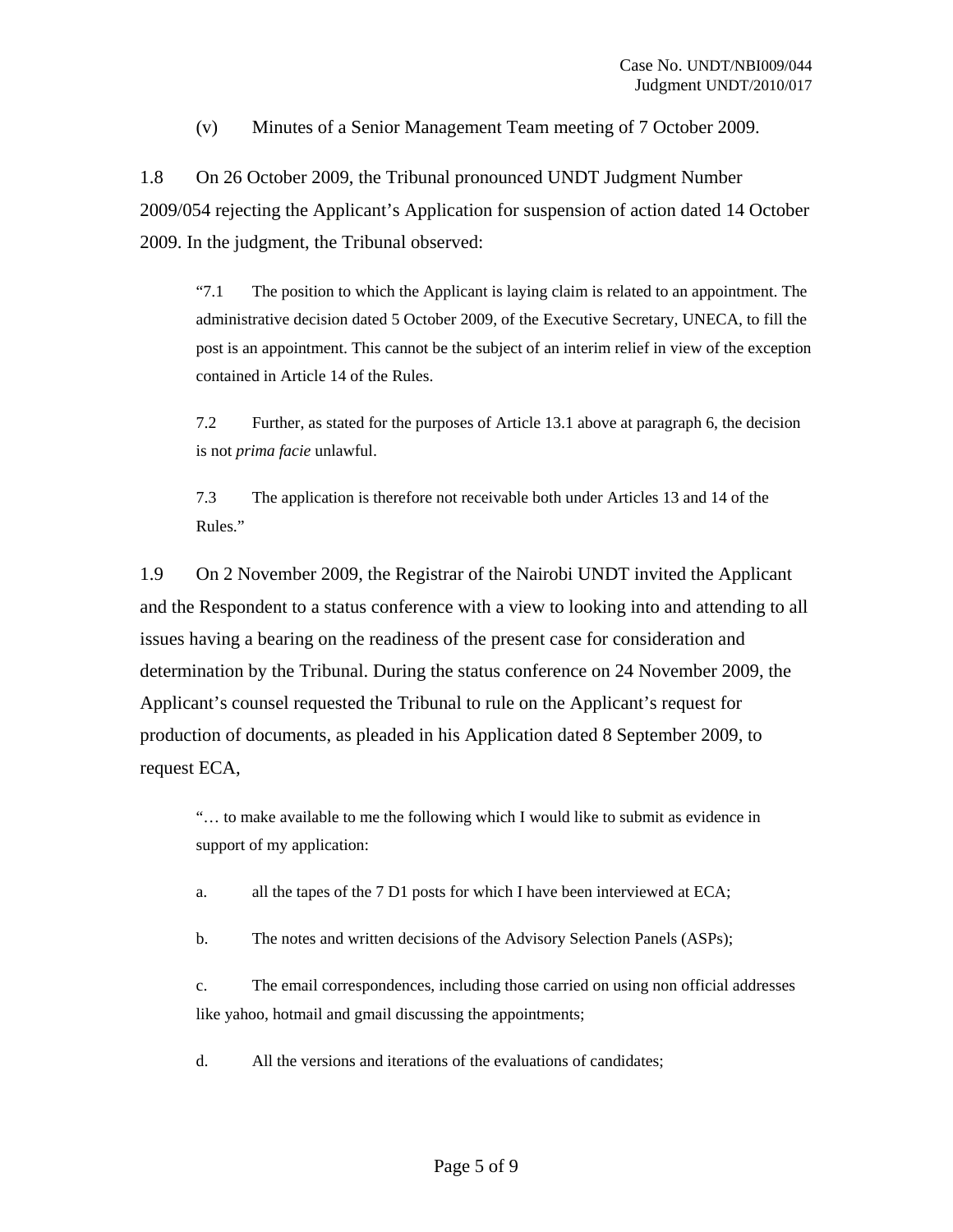(v) Minutes of a Senior Management Team meeting of 7 October 2009.

1.8 On 26 October 2009, the Tribunal pronounced UNDT Judgment Number 2009/054 rejecting the Applicant's Application for suspension of action dated 14 October 2009. In the judgment, the Tribunal observed:

> "7.1 The position to which the Applicant is laying claim is related to an appointment. The administrative decision dated 5 October 2009, of the Executive Secretary, UNECA, to fill the post is an appointment. This cannot be the subject of an interim relief in view of the exception contained in Article 14 of the Rules.
>
> 7.2 Further, as stated for the purposes of Article 13.1 above at paragraph 6, the decision is not *prima facie* unlawful.
>
> 7.3 The application is therefore not receivable both under Articles 13 and 14 of the Rules."

1.9 On 2 November 2009, the Registrar of the Nairobi UNDT invited the Applicant and the Respondent to a status conference with a view to looking into and attending to all issues having a bearing on the readiness of the present case for consideration and determination by the Tribunal. During the status conference on 24 November 2009, the Applicant's counsel requested the Tribunal to rule on the Applicant's request for production of documents, as pleaded in his Application dated 8 September 2009, to request ECA,

> "… to make available to me the following which I would like to submit as evidence in support of my application:
>
> a. all the tapes of the 7 D1 posts for which I have been interviewed at ECA;
>
> b. The notes and written decisions of the Advisory Selection Panels (ASPs);
>
> c. The email correspondences, including those carried on using non official addresses like yahoo, hotmail and gmail discussing the appointments;
>
> d. All the versions and iterations of the evaluations of candidates;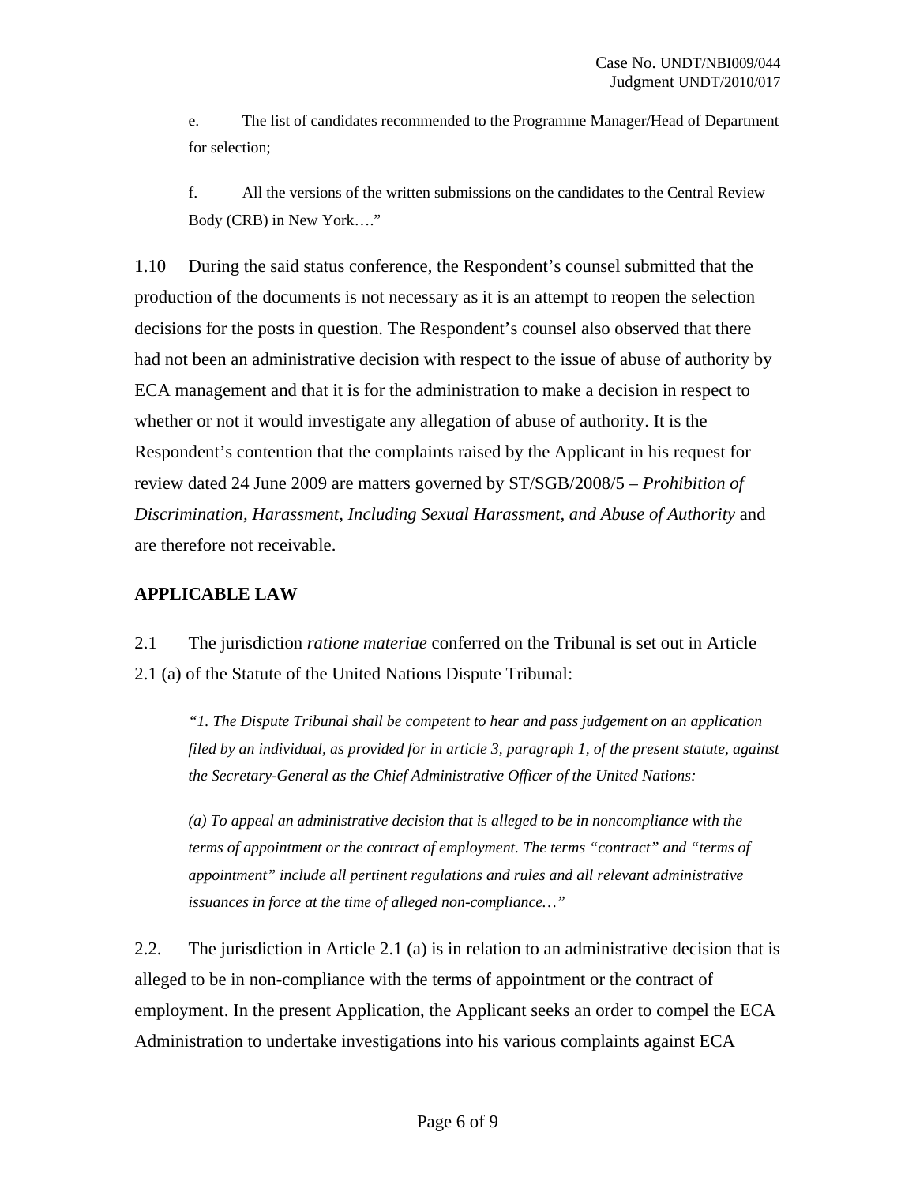e. The list of candidates recommended to the Programme Manager/Head of Department for selection;

f. All the versions of the written submissions on the candidates to the Central Review Body (CRB) in New York…."

1.10 During the said status conference, the Respondent's counsel submitted that the production of the documents is not necessary as it is an attempt to reopen the selection decisions for the posts in question. The Respondent's counsel also observed that there had not been an administrative decision with respect to the issue of abuse of authority by ECA management and that it is for the administration to make a decision in respect to whether or not it would investigate any allegation of abuse of authority. It is the Respondent's contention that the complaints raised by the Applicant in his request for review dated 24 June 2009 are matters governed by ST/SGB/2008/5 – *Prohibition of Discrimination, Harassment, Including Sexual Harassment, and Abuse of Authority* and are therefore not receivable.

## APPLICABLE LAW

2.1 The jurisdiction *ratione materiae* conferred on the Tribunal is set out in Article 2.1 (a) of the Statute of the United Nations Dispute Tribunal:

> *"1. The Dispute Tribunal shall be competent to hear and pass judgement on an application filed by an individual, as provided for in article 3, paragraph 1, of the present statute, against the Secretary-General as the Chief Administrative Officer of the United Nations:*
>
> *(a) To appeal an administrative decision that is alleged to be in noncompliance with the terms of appointment or the contract of employment. The terms "contract" and "terms of appointment" include all pertinent regulations and rules and all relevant administrative issuances in force at the time of alleged non-compliance…"*

2.2. The jurisdiction in Article 2.1 (a) is in relation to an administrative decision that is alleged to be in non-compliance with the terms of appointment or the contract of employment. In the present Application, the Applicant seeks an order to compel the ECA Administration to undertake investigations into his various complaints against ECA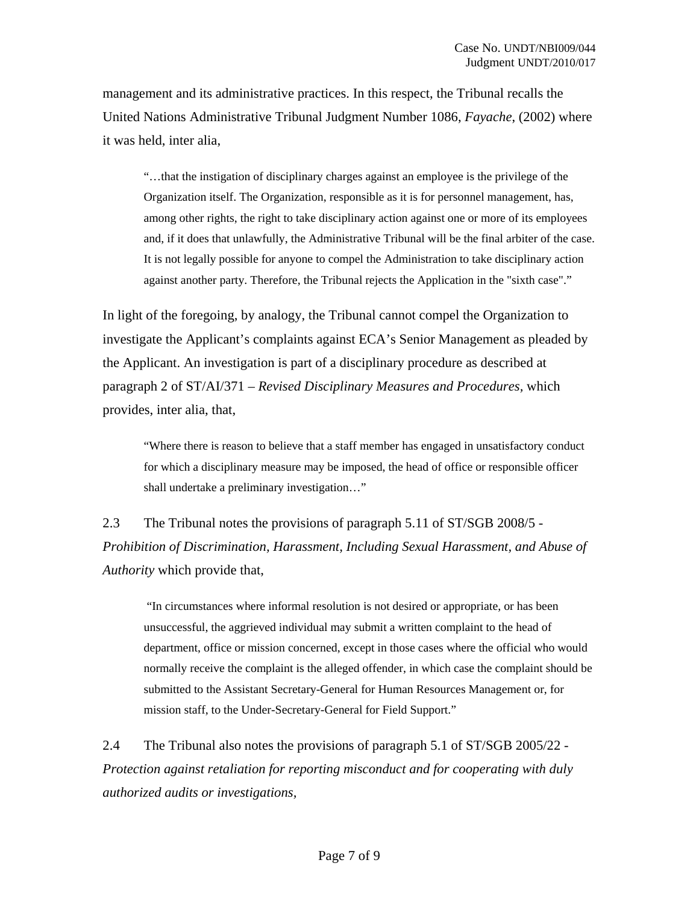management and its administrative practices. In this respect, the Tribunal recalls the United Nations Administrative Tribunal Judgment Number 1086, *Fayache*, (2002) where it was held, inter alia,

> "…that the instigation of disciplinary charges against an employee is the privilege of the Organization itself. The Organization, responsible as it is for personnel management, has, among other rights, the right to take disciplinary action against one or more of its employees and, if it does that unlawfully, the Administrative Tribunal will be the final arbiter of the case. It is not legally possible for anyone to compel the Administration to take disciplinary action against another party. Therefore, the Tribunal rejects the Application in the "sixth case"."

In light of the foregoing, by analogy, the Tribunal cannot compel the Organization to investigate the Applicant's complaints against ECA's Senior Management as pleaded by the Applicant. An investigation is part of a disciplinary procedure as described at paragraph 2 of ST/AI/371 – *Revised Disciplinary Measures and Procedures*, which provides, inter alia, that,

> "Where there is reason to believe that a staff member has engaged in unsatisfactory conduct for which a disciplinary measure may be imposed, the head of office or responsible officer shall undertake a preliminary investigation…"

2.3 The Tribunal notes the provisions of paragraph 5.11 of ST/SGB 2008/5 - *Prohibition of Discrimination, Harassment, Including Sexual Harassment, and Abuse of Authority* which provide that,

> "In circumstances where informal resolution is not desired or appropriate, or has been unsuccessful, the aggrieved individual may submit a written complaint to the head of department, office or mission concerned, except in those cases where the official who would normally receive the complaint is the alleged offender, in which case the complaint should be submitted to the Assistant Secretary-General for Human Resources Management or, for mission staff, to the Under-Secretary-General for Field Support."

2.4 The Tribunal also notes the provisions of paragraph 5.1 of ST/SGB 2005/22 - *Protection against retaliation for reporting misconduct and for cooperating with duly authorized audits or investigations*,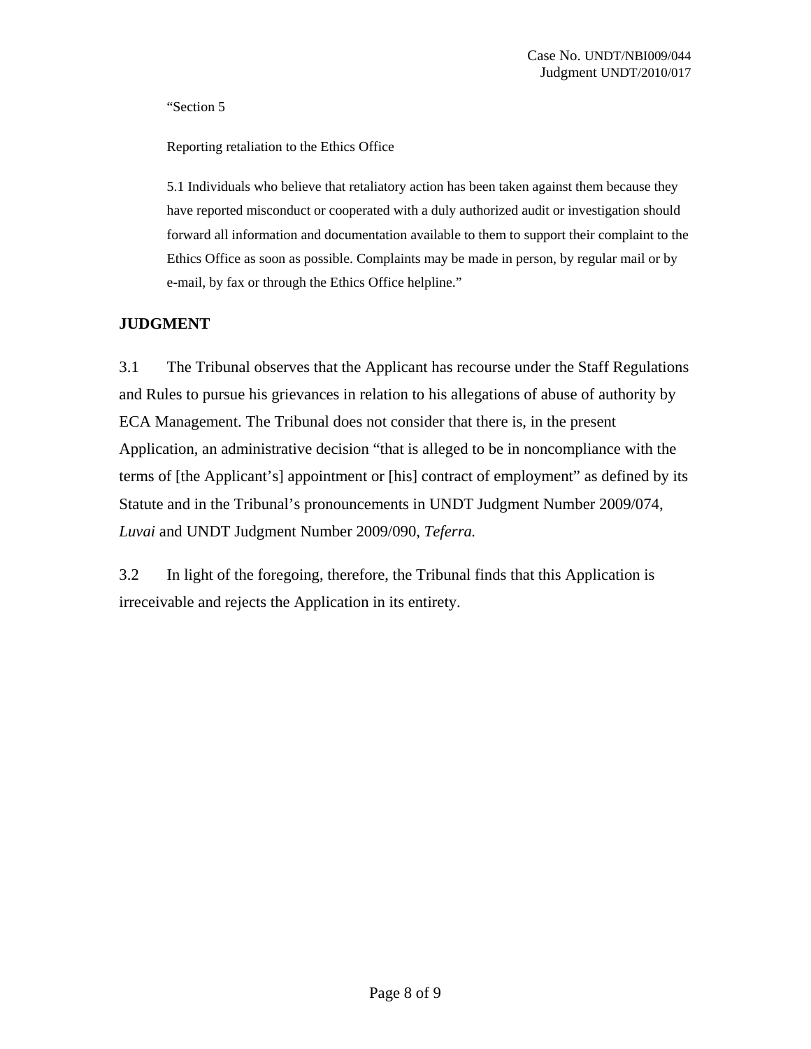> "Section 5
>
> Reporting retaliation to the Ethics Office
>
> 5.1 Individuals who believe that retaliatory action has been taken against them because they have reported misconduct or cooperated with a duly authorized audit or investigation should forward all information and documentation available to them to support their complaint to the Ethics Office as soon as possible. Complaints may be made in person, by regular mail or by e-mail, by fax or through the Ethics Office helpline."

**JUDGMENT**

3.1 The Tribunal observes that the Applicant has recourse under the Staff Regulations and Rules to pursue his grievances in relation to his allegations of abuse of authority by ECA Management. The Tribunal does not consider that there is, in the present Application, an administrative decision "that is alleged to be in noncompliance with the terms of [the Applicant's] appointment or [his] contract of employment" as defined by its Statute and in the Tribunal's pronouncements in UNDT Judgment Number 2009/074, *Luvai* and UNDT Judgment Number 2009/090, *Teferra.*

3.2 In light of the foregoing, therefore, the Tribunal finds that this Application is irreceivable and rejects the Application in its entirety.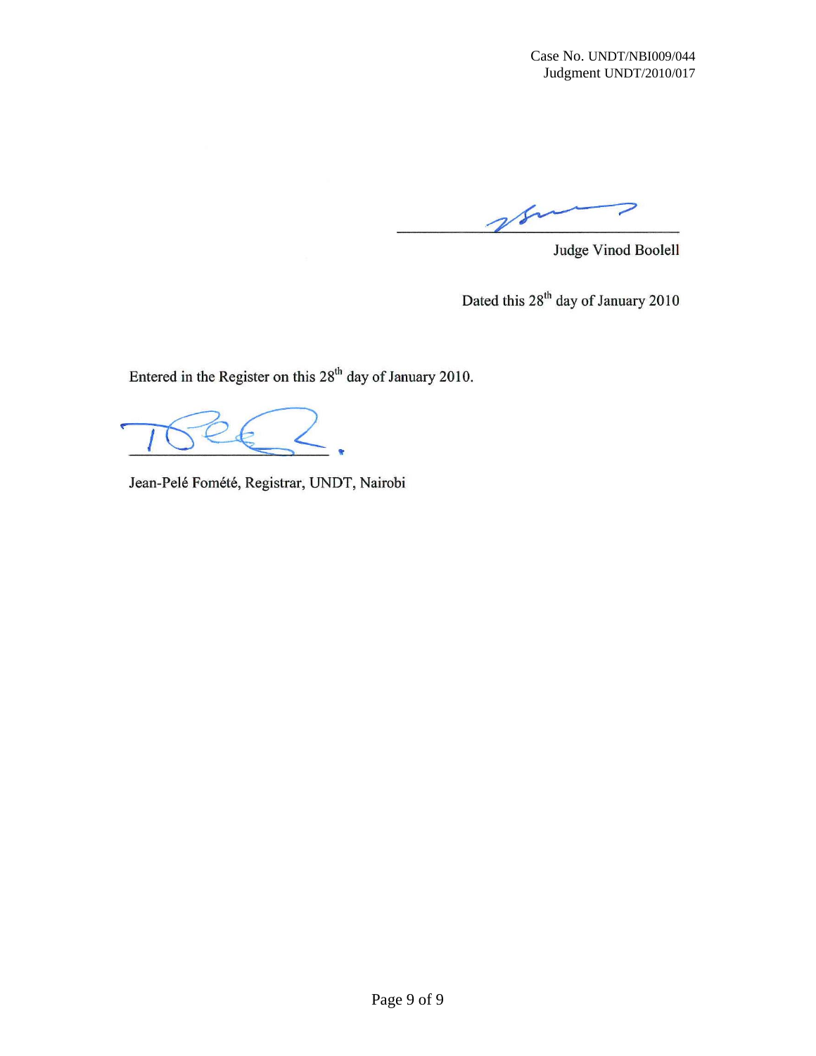Judge Vinod Boolell

Dated this 28th day of January 2010

Entered in the Register on this 28th day of January 2010.

Jean-Pelé Fomété, Registrar, UNDT, Nairobi